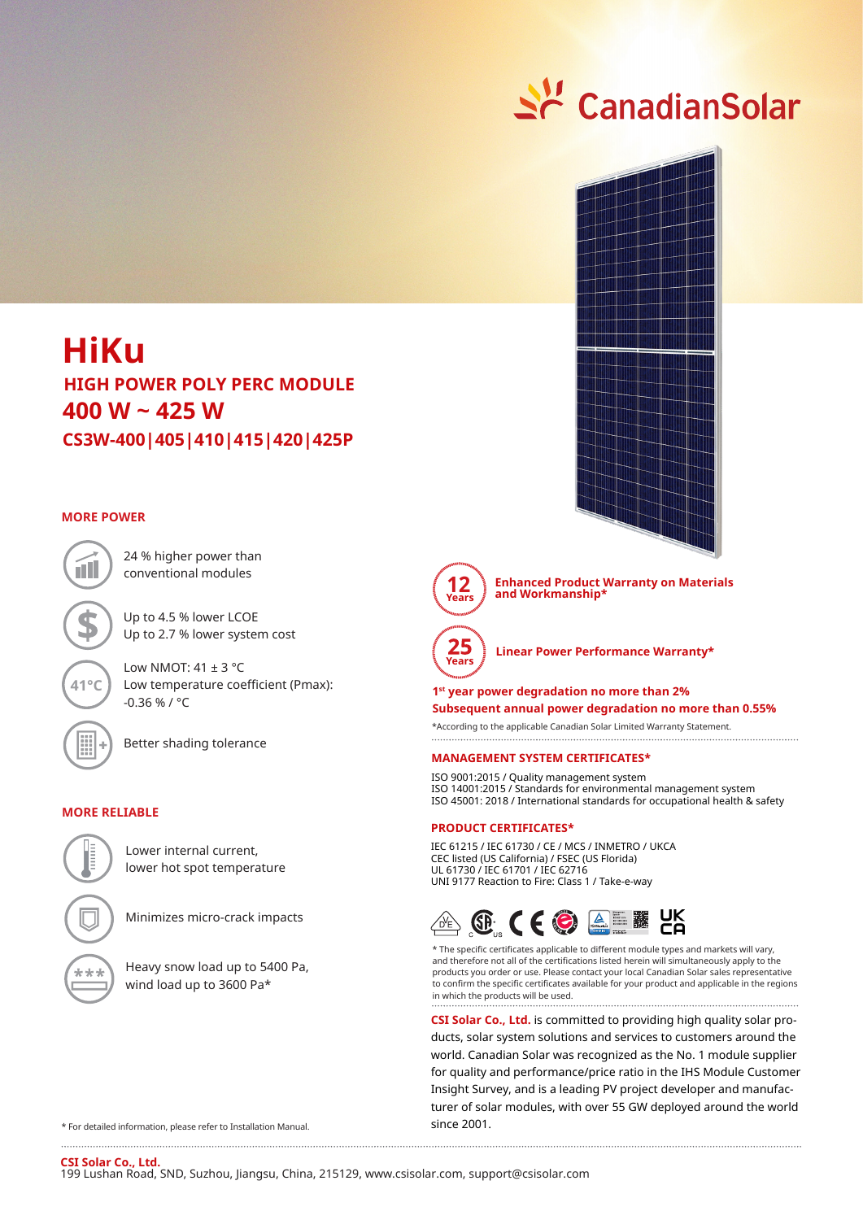CanadianSolar

# HiKu

## HIGH POWER POLY PERC MODULE

## 400 W ~ 425 W

## CS3W-400|405|410|415|420|425P

### MORE POWER

24 % higher power than conventional modules

Up to 4.5 % lower LCOE
Up to 2.7 % lower system cost

41°C

Low NMOT: 41 ± 3 °C
Low temperature coefficient (Pmax): -0.36 % / °C

Better shading tolerance

### MORE RELIABLE

Lower internal current, lower hot spot temperature

Minimizes micro-crack impacts

Heavy snow load up to 5400 Pa, wind load up to 3600 Pa*

12 Years — **Enhanced Product Warranty on Materials and Workmanship***

25 Years — **Linear Power Performance Warranty***

**1st year power degradation no more than 2%**
**Subsequent annual power degradation no more than 0.55%**

*According to the applicable Canadian Solar Limited Warranty Statement.

### MANAGEMENT SYSTEM CERTIFICATES*

ISO 9001:2015 / Quality management system
ISO 14001:2015 / Standards for environmental management system
ISO 45001: 2018 / International standards for occupational health & safety

### PRODUCT CERTIFICATES*

IEC 61215 / IEC 61730 / CE / MCS / INMETRO / UKCA
CEC listed (US California) / FSEC (US Florida)
UL 61730 / IEC 61701 / IEC 62716
UNI 9177 Reaction to Fire: Class 1 / Take-e-way

\* The specific certificates applicable to different module types and markets will vary, and therefore not all of the certifications listed herein will simultaneously apply to the products you order or use. Please contact your local Canadian Solar sales representative to confirm the specific certificates available for your product and applicable in the regions in which the products will be used.

**CSI Solar Co., Ltd.** is committed to providing high quality solar products, solar system solutions and services to customers around the world. Canadian Solar was recognized as the No. 1 module supplier for quality and performance/price ratio in the IHS Module Customer Insight Survey, and is a leading PV project developer and manufacturer of solar modules, with over 55 GW deployed around the world since 2001.

\* For detailed information, please refer to Installation Manual.

**CSI Solar Co., Ltd.**
199 Lushan Road, SND, Suzhou, Jiangsu, China, 215129, www.csisolar.com, support@csisolar.com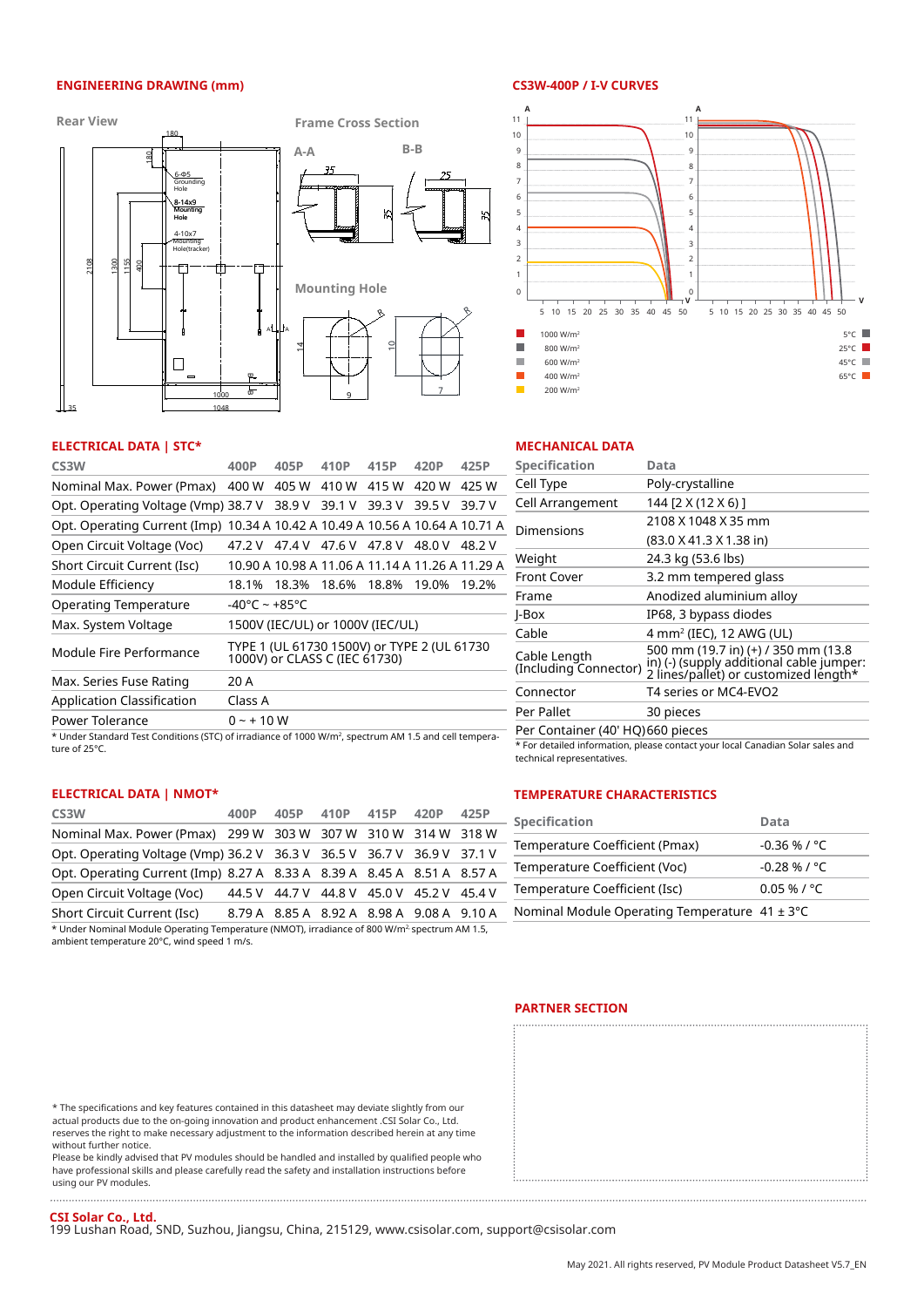## ENGINEERING DRAWING (mm)

Rear View

180
6-Φ5 Grounding Hole
8-14x9 Mounting Hole
4-10x7 Mounting Hole(tracker)
2108
1300
1155
400
1000
1048
35

Frame Cross Section

A-A
35
35

B-B
25
35

Mounting Hole

14
9
10
7

## CS3W-400P / I-V CURVES

A
11
10
9
8
7
6
5
4
3
2
1
0
5 10 15 20 25 30 35 40 45 50
V

1000 W/m²
800 W/m²
600 W/m²
400 W/m²
200 W/m²

5°C
25°C
45°C
65°C

## ELECTRICAL DATA | STC*

| CS3W | 400P | 405P | 410P | 415P | 420P | 425P |
|---|---|---|---|---|---|---|
| Nominal Max. Power (Pmax) | 400 W | 405 W | 410 W | 415 W | 420 W | 425 W |
| Opt. Operating Voltage (Vmp) | 38.7 V | 38.9 V | 39.1 V | 39.3 V | 39.5 V | 39.7 V |
| Opt. Operating Current (Imp) | 10.34 A | 10.42 A | 10.49 A | 10.56 A | 10.64 A | 10.71 A |
| Open Circuit Voltage (Voc) | 47.2 V | 47.4 V | 47.6 V | 47.8 V | 48.0 V | 48.2 V |
| Short Circuit Current (Isc) | 10.90 A | 10.98 A | 11.06 A | 11.14 A | 11.26 A | 11.29 A |
| Module Efficiency | 18.1% | 18.3% | 18.6% | 18.8% | 19.0% | 19.2% |
| Operating Temperature | -40°C ~ +85°C | | | | | |
| Max. System Voltage | 1500V (IEC/UL) or 1000V (IEC/UL) | | | | | |
| Module Fire Performance | TYPE 1 (UL 61730 1500V) or TYPE 2 (UL 61730 1000V) or CLASS C (IEC 61730) | | | | | |
| Max. Series Fuse Rating | 20 A | | | | | |
| Application Classification | Class A | | | | | |
| Power Tolerance | 0 ~ + 10 W | | | | | |

* Under Standard Test Conditions (STC) of irradiance of 1000 W/m², spectrum AM 1.5 and cell temperature of 25°C.

## ELECTRICAL DATA | NMOT*

| CS3W | 400P | 405P | 410P | 415P | 420P | 425P |
|---|---|---|---|---|---|---|
| Nominal Max. Power (Pmax) | 299 W | 303 W | 307 W | 310 W | 314 W | 318 W |
| Opt. Operating Voltage (Vmp) | 36.2 V | 36.3 V | 36.5 V | 36.7 V | 36.9 V | 37.1 V |
| Opt. Operating Current (Imp) | 8.27 A | 8.33 A | 8.39 A | 8.45 A | 8.51 A | 8.57 A |
| Open Circuit Voltage (Voc) | 44.5 V | 44.7 V | 44.8 V | 45.0 V | 45.2 V | 45.4 V |
| Short Circuit Current (Isc) | 8.79 A | 8.85 A | 8.92 A | 8.98 A | 9.08 A | 9.10 A |

* Under Nominal Module Operating Temperature (NMOT), irradiance of 800 W/m² spectrum AM 1.5, ambient temperature 20°C, wind speed 1 m/s.

## MECHANICAL DATA

| Specification | Data |
|---|---|
| Cell Type | Poly-crystalline |
| Cell Arrangement | 144 [2 X (12 X 6) ] |
| Dimensions | 2108 X 1048 X 35 mm (83.0 X 41.3 X 1.38 in) |
| Weight | 24.3 kg (53.6 lbs) |
| Front Cover | 3.2 mm tempered glass |
| Frame | Anodized aluminium alloy |
| J-Box | IP68, 3 bypass diodes |
| Cable | 4 mm² (IEC), 12 AWG (UL) |
| Cable Length (Including Connector) | 500 mm (19.7 in) (+) / 350 mm (13.8 in) (-) (supply additional cable jumper: 2 lines/pallet) or customized length* |
| Connector | T4 series or MC4-EVO2 |
| Per Pallet | 30 pieces |
| Per Container (40' HQ) | 660 pieces |

* For detailed information, please contact your local Canadian Solar sales and technical representatives.

## TEMPERATURE CHARACTERISTICS

| Specification | Data |
|---|---|
| Temperature Coefficient (Pmax) | -0.36 % / °C |
| Temperature Coefficient (Voc) | -0.28 % / °C |
| Temperature Coefficient (Isc) | 0.05 % / °C |
| Nominal Module Operating Temperature | 41 ± 3°C |

## PARTNER SECTION

* The specifications and key features contained in this datasheet may deviate slightly from our actual products due to the on-going innovation and product enhancement .CSI Solar Co., Ltd. reserves the right to make necessary adjustment to the information described herein at any time without further notice.
Please be kindly advised that PV modules should be handled and installed by qualified people who have professional skills and please carefully read the safety and installation instructions before using our PV modules.

**CSI Solar Co., Ltd.**
199 Lushan Road, SND, Suzhou, Jiangsu, China, 215129, www.csisolar.com, support@csisolar.com

May 2021. All rights reserved, PV Module Product Datasheet V5.7_EN